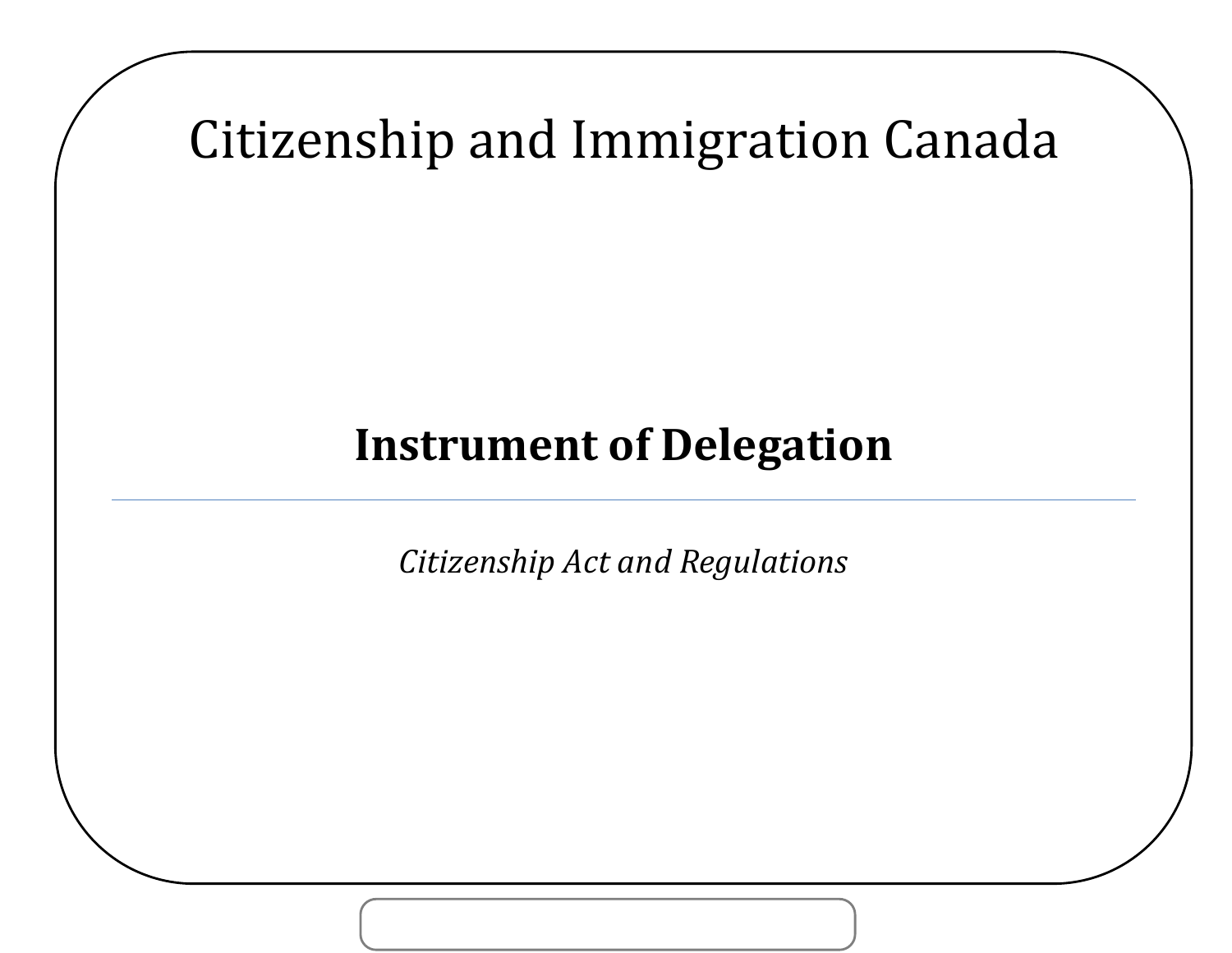# Citizenship and Immigration Canada

## Instrument of Delegation

*Citizenship Act and Regulations*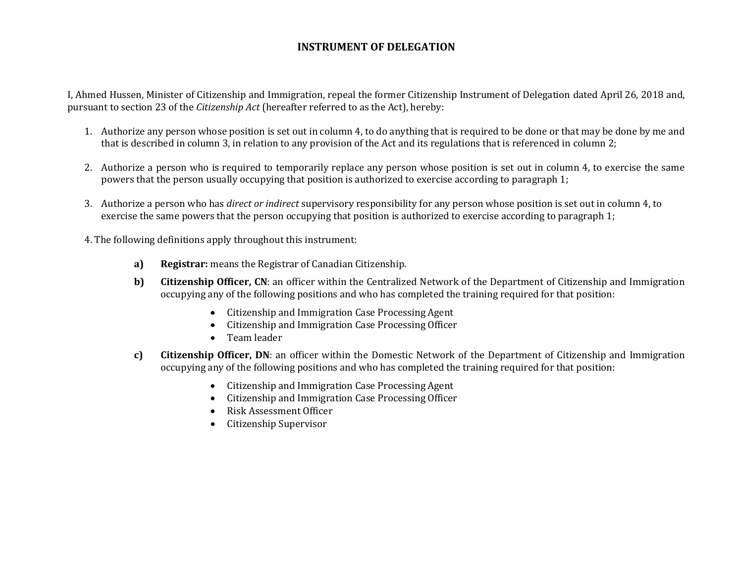# INSTRUMENT OF DELEGATION

I, Ahmed Hussen, Minister of Citizenship and Immigration, repeal the former Citizenship Instrument of Delegation dated April 26, 2018 and, pursuant to section 23 of the *Citizenship Act* (hereafter referred to as the Act), hereby:

1. Authorize any person whose position is set out in column 4, to do anything that is required to be done or that may be done by me and that is described in column 3, in relation to any provision of the Act and its regulations that is referenced in column 2;

2. Authorize a person who is required to temporarily replace any person whose position is set out in column 4, to exercise the same powers that the person usually occupying that position is authorized to exercise according to paragraph 1;

3. Authorize a person who has *direct or indirect* supervisory responsibility for any person whose position is set out in column 4, to exercise the same powers that the person occupying that position is authorized to exercise according to paragraph 1;

4. The following definitions apply throughout this instrument:

   **a)** **Registrar:** means the Registrar of Canadian Citizenship.

   **b)** **Citizenship Officer, CN**: an officer within the Centralized Network of the Department of Citizenship and Immigration occupying any of the following positions and who has completed the training required for that position:

   - Citizenship and Immigration Case Processing Agent
   - Citizenship and Immigration Case Processing Officer
   - Team leader

   **c)** **Citizenship Officer, DN**: an officer within the Domestic Network of the Department of Citizenship and Immigration occupying any of the following positions and who has completed the training required for that position:

   - Citizenship and Immigration Case Processing Agent
   - Citizenship and Immigration Case Processing Officer
   - Risk Assessment Officer
   - Citizenship Supervisor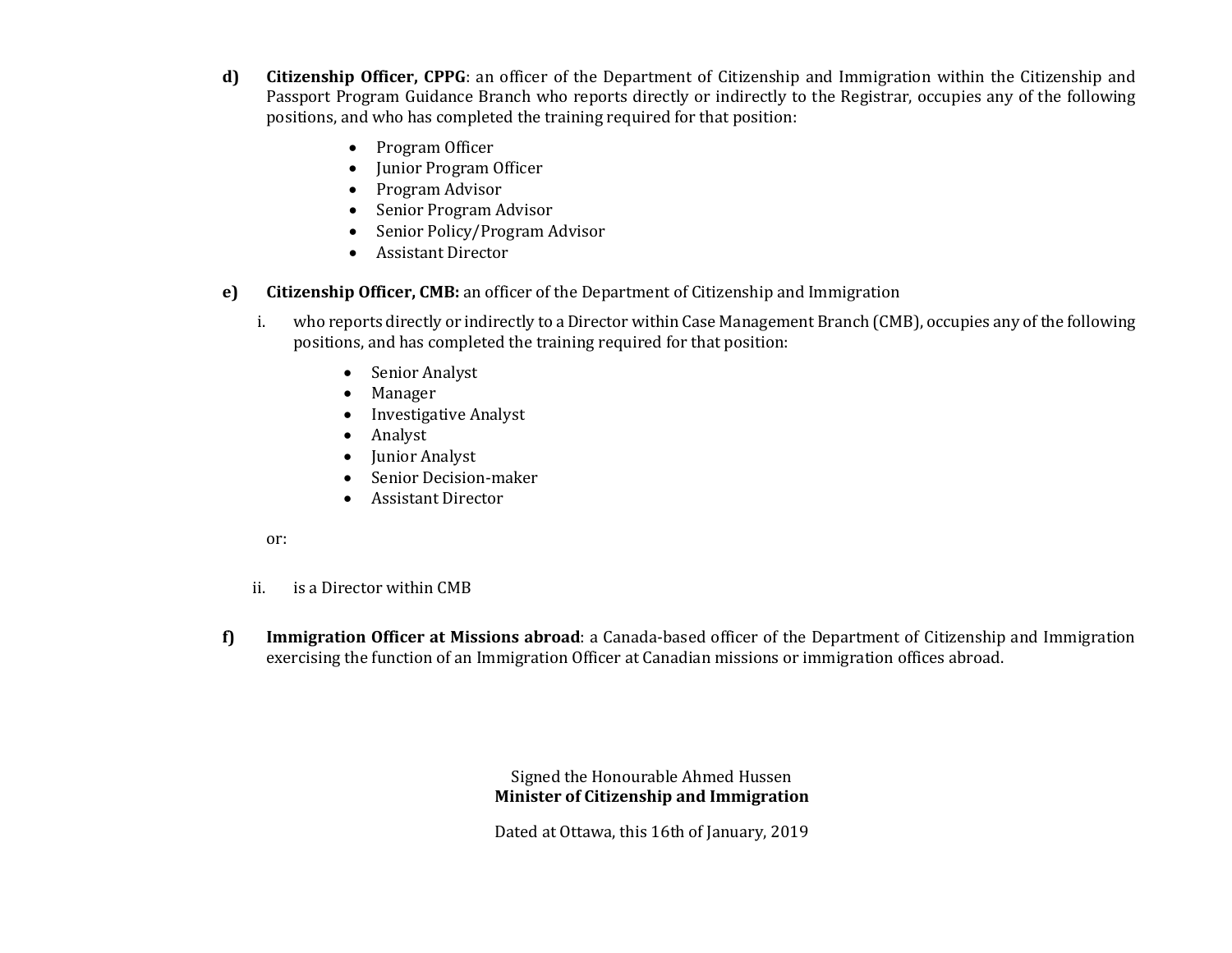**d)** **Citizenship Officer, CPPG**: an officer of the Department of Citizenship and Immigration within the Citizenship and Passport Program Guidance Branch who reports directly or indirectly to the Registrar, occupies any of the following positions, and who has completed the training required for that position:

- Program Officer
- Junior Program Officer
- Program Advisor
- Senior Program Advisor
- Senior Policy/Program Advisor
- Assistant Director

**e)** **Citizenship Officer, CMB:** an officer of the Department of Citizenship and Immigration

i. who reports directly or indirectly to a Director within Case Management Branch (CMB), occupies any of the following positions, and has completed the training required for that position:

- Senior Analyst
- Manager
- Investigative Analyst
- Analyst
- Junior Analyst
- Senior Decision-maker
- Assistant Director

or:

ii. is a Director within CMB

**f)** **Immigration Officer at Missions abroad**: a Canada-based officer of the Department of Citizenship and Immigration exercising the function of an Immigration Officer at Canadian missions or immigration offices abroad.

Signed the Honourable Ahmed Hussen
**Minister of Citizenship and Immigration**

Dated at Ottawa, this 16th of January, 2019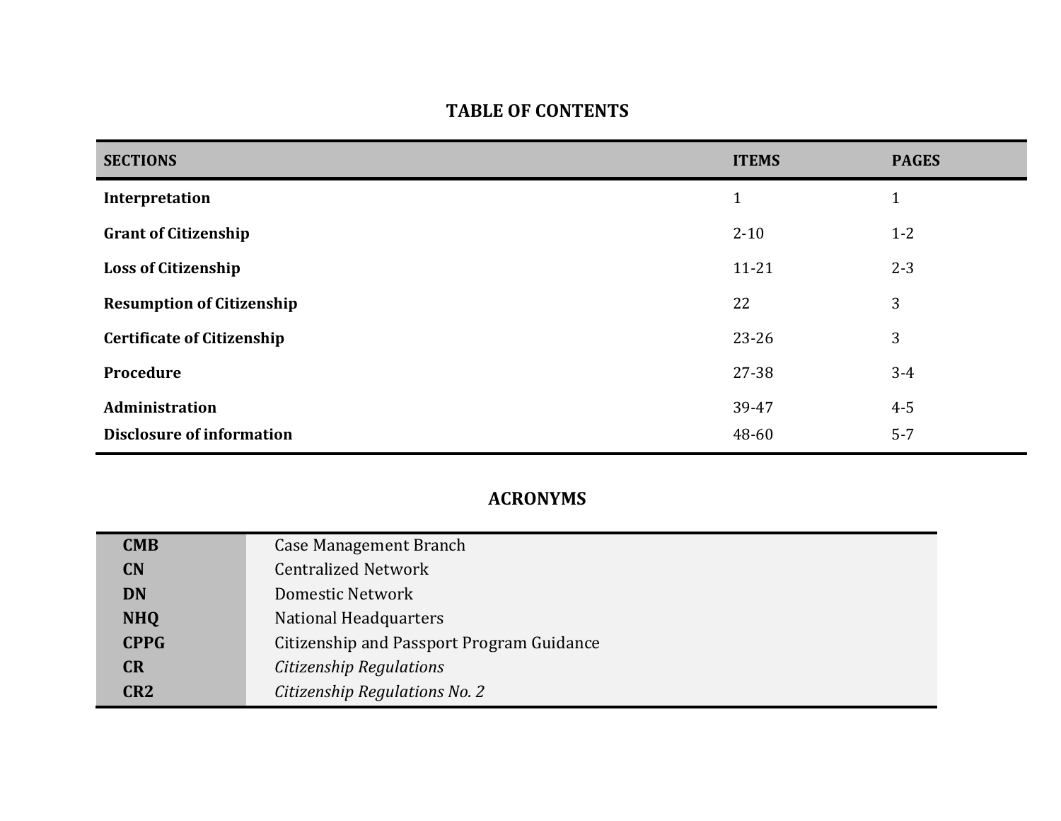## TABLE OF CONTENTS

| SECTIONS | ITEMS | PAGES |
|---|---|---|
| **Interpretation** | 1 | 1 |
| **Grant of Citizenship** | 2-10 | 1-2 |
| **Loss of Citizenship** | 11-21 | 2-3 |
| **Resumption of Citizenship** | 22 | 3 |
| **Certificate of Citizenship** | 23-26 | 3 |
| **Procedure** | 27-38 | 3-4 |
| **Administration** | 39-47 | 4-5 |
| **Disclosure of information** | 48-60 | 5-7 |

## ACRONYMS

| | |
|---|---|
| **CMB** | Case Management Branch |
| **CN** | Centralized Network |
| **DN** | Domestic Network |
| **NHQ** | National Headquarters |
| **CPPG** | Citizenship and Passport Program Guidance |
| **CR** | *Citizenship Regulations* |
| **CR2** | *Citizenship Regulations No. 2* |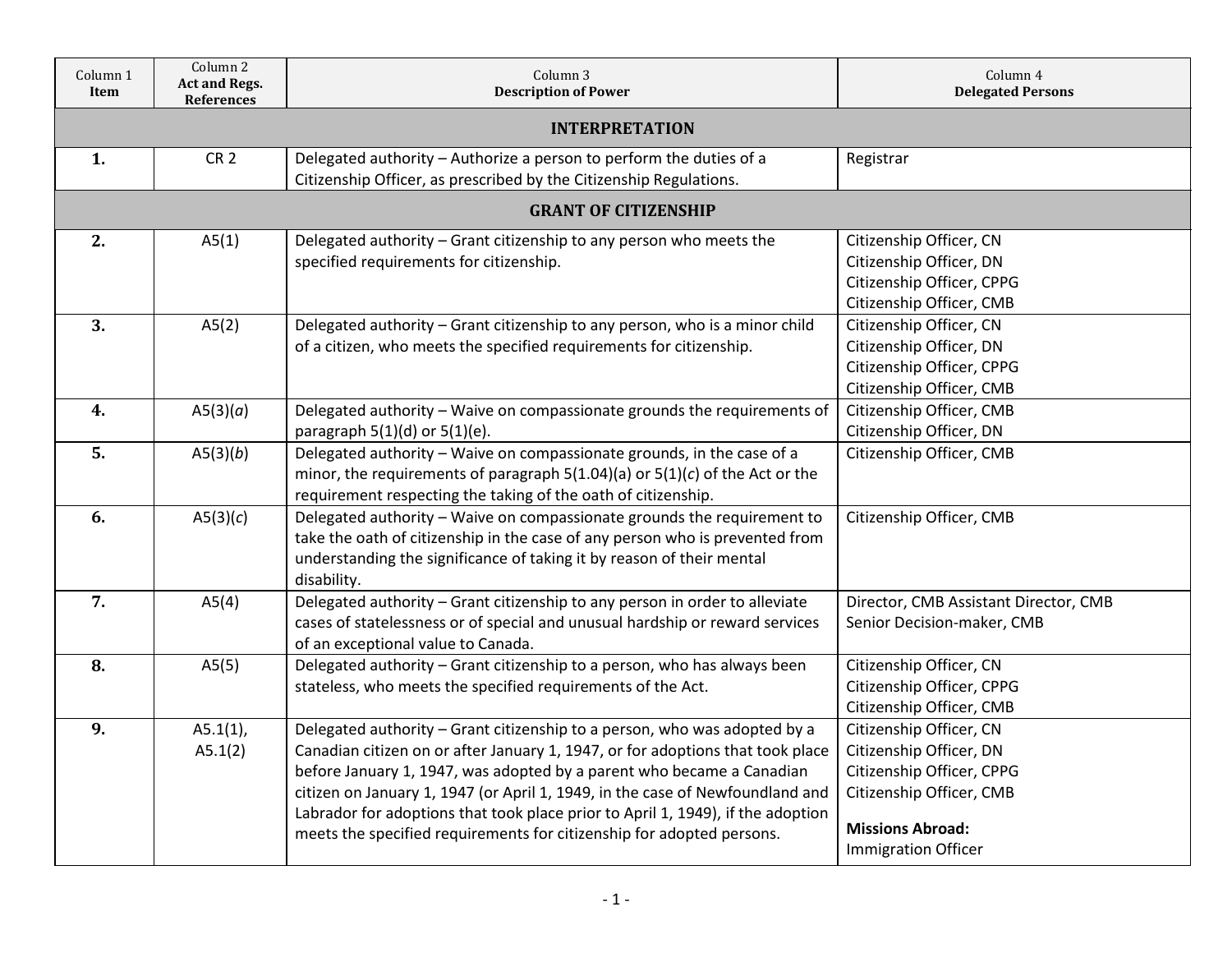| Column 1 **Item** | Column 2 **Act and Regs. References** | Column 3 **Description of Power** | Column 4 **Delegated Persons** |
|---|---|---|---|
| **INTERPRETATION** | | | |
| **1.** | CR 2 | Delegated authority – Authorize a person to perform the duties of a Citizenship Officer, as prescribed by the Citizenship Regulations. | Registrar |
| **GRANT OF CITIZENSHIP** | | | |
| **2.** | A5(1) | Delegated authority – Grant citizenship to any person who meets the specified requirements for citizenship. | Citizenship Officer, CN<br>Citizenship Officer, DN<br>Citizenship Officer, CPPG<br>Citizenship Officer, CMB |
| **3.** | A5(2) | Delegated authority – Grant citizenship to any person, who is a minor child of a citizen, who meets the specified requirements for citizenship. | Citizenship Officer, CN<br>Citizenship Officer, DN<br>Citizenship Officer, CPPG<br>Citizenship Officer, CMB |
| **4.** | A5(3)(*a*) | Delegated authority – Waive on compassionate grounds the requirements of paragraph 5(1)(d) or 5(1)(e). | Citizenship Officer, CMB<br>Citizenship Officer, DN |
| **5.** | A5(3)(*b*) | Delegated authority – Waive on compassionate grounds, in the case of a minor, the requirements of paragraph 5(1.04)(a) or 5(1)(*c*) of the Act or the requirement respecting the taking of the oath of citizenship. | Citizenship Officer, CMB |
| **6.** | A5(3)(*c*) | Delegated authority – Waive on compassionate grounds the requirement to take the oath of citizenship in the case of any person who is prevented from understanding the significance of taking it by reason of their mental disability. | Citizenship Officer, CMB |
| **7.** | A5(4) | Delegated authority – Grant citizenship to any person in order to alleviate cases of statelessness or of special and unusual hardship or reward services of an exceptional value to Canada. | Director, CMB Assistant Director, CMB<br>Senior Decision-maker, CMB |
| **8.** | A5(5) | Delegated authority – Grant citizenship to a person, who has always been stateless, who meets the specified requirements of the Act. | Citizenship Officer, CN<br>Citizenship Officer, CPPG<br>Citizenship Officer, CMB |
| **9.** | A5.1(1),<br>A5.1(2) | Delegated authority – Grant citizenship to a person, who was adopted by a Canadian citizen on or after January 1, 1947, or for adoptions that took place before January 1, 1947, was adopted by a parent who became a Canadian citizen on January 1, 1947 (or April 1, 1949, in the case of Newfoundland and Labrador for adoptions that took place prior to April 1, 1949), if the adoption meets the specified requirements for citizenship for adopted persons. | Citizenship Officer, CN<br>Citizenship Officer, DN<br>Citizenship Officer, CPPG<br>Citizenship Officer, CMB<br><br>**Missions Abroad:**<br>Immigration Officer |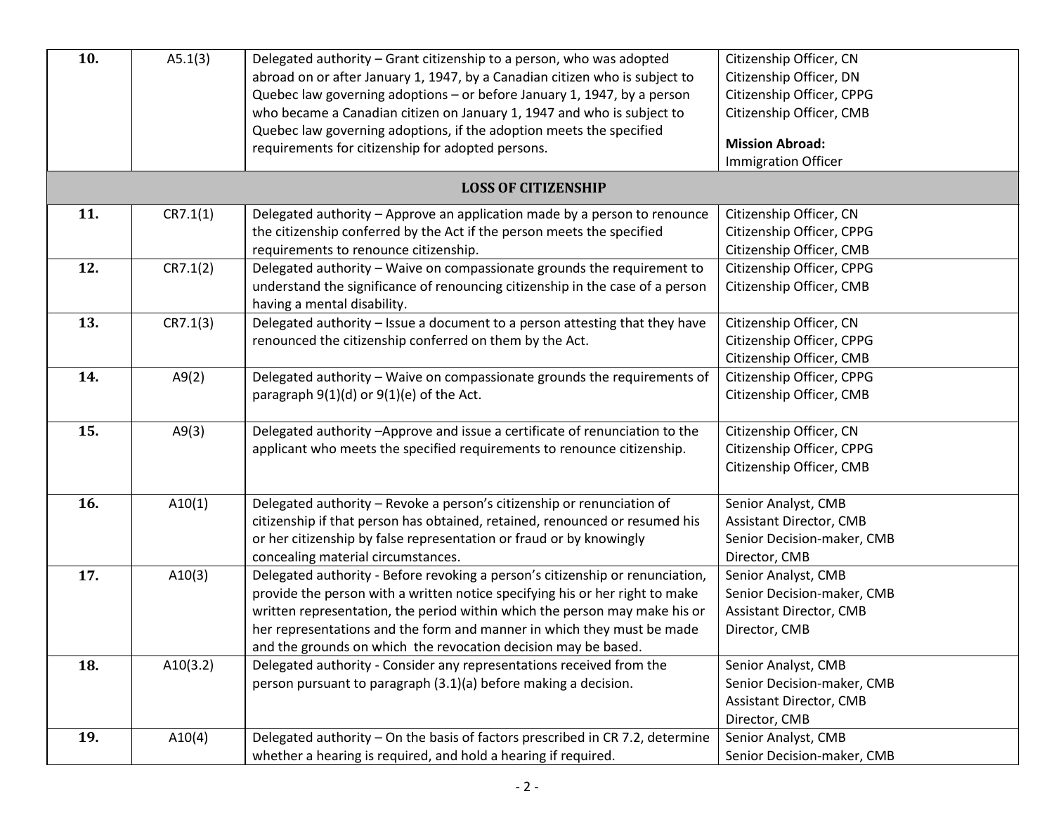| | | | |
|---|---|---|---|
| **10.** | A5.1(3) | Delegated authority – Grant citizenship to a person, who was adopted abroad on or after January 1, 1947, by a Canadian citizen who is subject to Quebec law governing adoptions – or before January 1, 1947, by a person who became a Canadian citizen on January 1, 1947 and who is subject to Quebec law governing adoptions, if the adoption meets the specified requirements for citizenship for adopted persons. | Citizenship Officer, CN<br>Citizenship Officer, DN<br>Citizenship Officer, CPPG<br>Citizenship Officer, CMB<br><br>**Mission Abroad:**<br>Immigration Officer |
| | | **LOSS OF CITIZENSHIP** | |
| **11.** | CR7.1(1) | Delegated authority – Approve an application made by a person to renounce the citizenship conferred by the Act if the person meets the specified requirements to renounce citizenship. | Citizenship Officer, CN<br>Citizenship Officer, CPPG<br>Citizenship Officer, CMB |
| **12.** | CR7.1(2) | Delegated authority – Waive on compassionate grounds the requirement to understand the significance of renouncing citizenship in the case of a person having a mental disability. | Citizenship Officer, CPPG<br>Citizenship Officer, CMB |
| **13.** | CR7.1(3) | Delegated authority – Issue a document to a person attesting that they have renounced the citizenship conferred on them by the Act. | Citizenship Officer, CN<br>Citizenship Officer, CPPG<br>Citizenship Officer, CMB |
| **14.** | A9(2) | Delegated authority – Waive on compassionate grounds the requirements of paragraph 9(1)(d) or 9(1)(e) of the Act. | Citizenship Officer, CPPG<br>Citizenship Officer, CMB |
| **15.** | A9(3) | Delegated authority –Approve and issue a certificate of renunciation to the applicant who meets the specified requirements to renounce citizenship. | Citizenship Officer, CN<br>Citizenship Officer, CPPG<br>Citizenship Officer, CMB |
| **16.** | A10(1) | Delegated authority – Revoke a person's citizenship or renunciation of citizenship if that person has obtained, retained, renounced or resumed his or her citizenship by false representation or fraud or by knowingly concealing material circumstances. | Senior Analyst, CMB<br>Assistant Director, CMB<br>Senior Decision-maker, CMB<br>Director, CMB |
| **17.** | A10(3) | Delegated authority - Before revoking a person's citizenship or renunciation, provide the person with a written notice specifying his or her right to make written representation, the period within which the person may make his or her representations and the form and manner in which they must be made and the grounds on which the revocation decision may be based. | Senior Analyst, CMB<br>Senior Decision-maker, CMB<br>Assistant Director, CMB<br>Director, CMB |
| **18.** | A10(3.2) | Delegated authority - Consider any representations received from the person pursuant to paragraph (3.1)(a) before making a decision. | Senior Analyst, CMB<br>Senior Decision-maker, CMB<br>Assistant Director, CMB<br>Director, CMB |
| **19.** | A10(4) | Delegated authority – On the basis of factors prescribed in CR 7.2, determine whether a hearing is required, and hold a hearing if required. | Senior Analyst, CMB<br>Senior Decision-maker, CMB |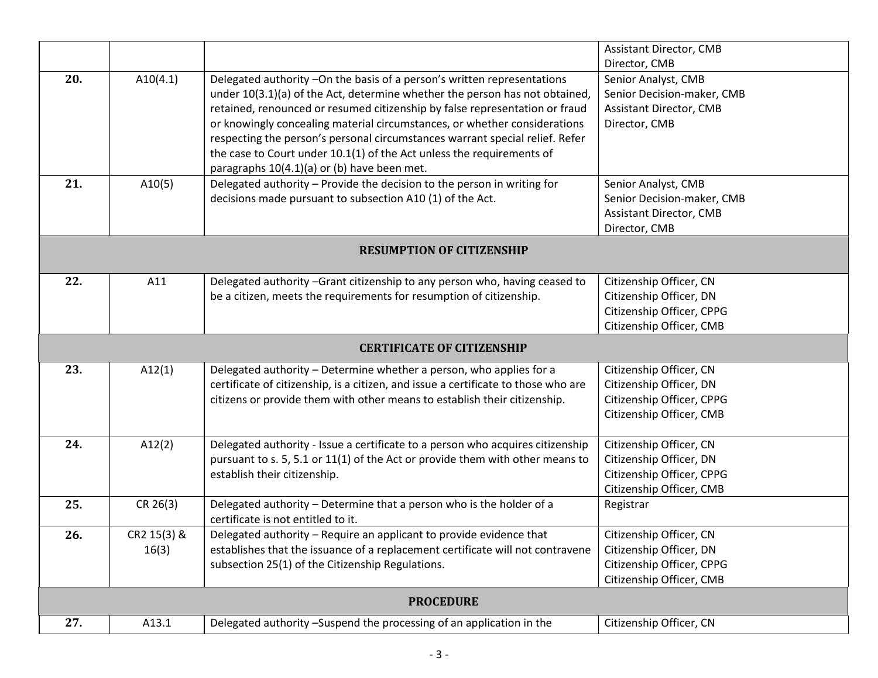| | | | |
|---|---|---|---|
| | | | Assistant Director, CMB<br>Director, CMB |
| **20.** | A10(4.1) | Delegated authority –On the basis of a person's written representations under 10(3.1)(a) of the Act, determine whether the person has not obtained, retained, renounced or resumed citizenship by false representation or fraud or knowingly concealing material circumstances, or whether considerations respecting the person's personal circumstances warrant special relief. Refer the case to Court under 10.1(1) of the Act unless the requirements of paragraphs 10(4.1)(a) or (b) have been met. | Senior Analyst, CMB<br>Senior Decision-maker, CMB<br>Assistant Director, CMB<br>Director, CMB |
| **21.** | A10(5) | Delegated authority – Provide the decision to the person in writing for decisions made pursuant to subsection A10 (1) of the Act. | Senior Analyst, CMB<br>Senior Decision-maker, CMB<br>Assistant Director, CMB<br>Director, CMB |
| **RESUMPTION OF CITIZENSHIP** | | | |
| **22.** | A11 | Delegated authority –Grant citizenship to any person who, having ceased to be a citizen, meets the requirements for resumption of citizenship. | Citizenship Officer, CN<br>Citizenship Officer, DN<br>Citizenship Officer, CPPG<br>Citizenship Officer, CMB |
| **CERTIFICATE OF CITIZENSHIP** | | | |
| **23.** | A12(1) | Delegated authority – Determine whether a person, who applies for a certificate of citizenship, is a citizen, and issue a certificate to those who are citizens or provide them with other means to establish their citizenship. | Citizenship Officer, CN<br>Citizenship Officer, DN<br>Citizenship Officer, CPPG<br>Citizenship Officer, CMB |
| **24.** | A12(2) | Delegated authority - Issue a certificate to a person who acquires citizenship pursuant to s. 5, 5.1 or 11(1) of the Act or provide them with other means to establish their citizenship. | Citizenship Officer, CN<br>Citizenship Officer, DN<br>Citizenship Officer, CPPG<br>Citizenship Officer, CMB |
| **25.** | CR 26(3) | Delegated authority – Determine that a person who is the holder of a certificate is not entitled to it. | Registrar |
| **26.** | CR2 15(3) & 16(3) | Delegated authority – Require an applicant to provide evidence that establishes that the issuance of a replacement certificate will not contravene subsection 25(1) of the Citizenship Regulations. | Citizenship Officer, CN<br>Citizenship Officer, DN<br>Citizenship Officer, CPPG<br>Citizenship Officer, CMB |
| **PROCEDURE** | | | |
| **27.** | A13.1 | Delegated authority –Suspend the processing of an application in the | Citizenship Officer, CN |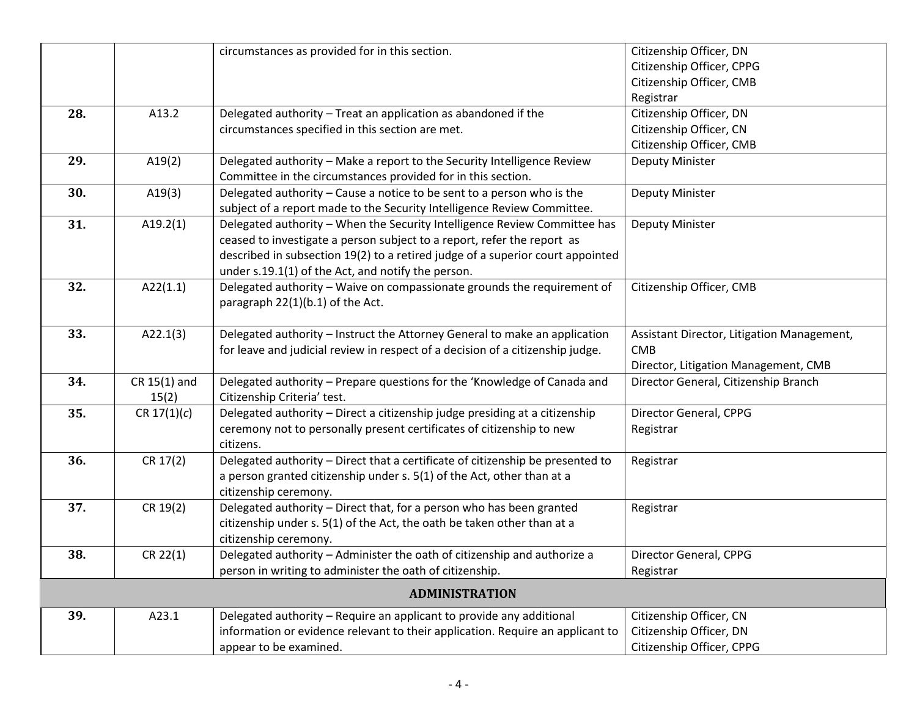| | | | |
|---|---|---|---|
| | | circumstances as provided for in this section. | Citizenship Officer, DN<br>Citizenship Officer, CPPG<br>Citizenship Officer, CMB<br>Registrar |
| **28.** | A13.2 | Delegated authority – Treat an application as abandoned if the circumstances specified in this section are met. | Citizenship Officer, DN<br>Citizenship Officer, CN<br>Citizenship Officer, CMB |
| **29.** | A19(2) | Delegated authority – Make a report to the Security Intelligence Review Committee in the circumstances provided for in this section. | Deputy Minister |
| **30.** | A19(3) | Delegated authority – Cause a notice to be sent to a person who is the subject of a report made to the Security Intelligence Review Committee. | Deputy Minister |
| **31.** | A19.2(1) | Delegated authority – When the Security Intelligence Review Committee has ceased to investigate a person subject to a report, refer the report as described in subsection 19(2) to a retired judge of a superior court appointed under s.19.1(1) of the Act, and notify the person. | Deputy Minister |
| **32.** | A22(1.1) | Delegated authority – Waive on compassionate grounds the requirement of paragraph 22(1)(b.1) of the Act. | Citizenship Officer, CMB |
| **33.** | A22.1(3) | Delegated authority – Instruct the Attorney General to make an application for leave and judicial review in respect of a decision of a citizenship judge. | Assistant Director, Litigation Management, CMB<br>Director, Litigation Management, CMB |
| **34.** | CR 15(1) and 15(2) | Delegated authority – Prepare questions for the 'Knowledge of Canada and Citizenship Criteria' test. | Director General, Citizenship Branch |
| **35.** | CR 17(1)(*c*) | Delegated authority – Direct a citizenship judge presiding at a citizenship ceremony not to personally present certificates of citizenship to new citizens. | Director General, CPPG<br>Registrar |
| **36.** | CR 17(2) | Delegated authority – Direct that a certificate of citizenship be presented to a person granted citizenship under s. 5(1) of the Act, other than at a citizenship ceremony. | Registrar |
| **37.** | CR 19(2) | Delegated authority – Direct that, for a person who has been granted citizenship under s. 5(1) of the Act, the oath be taken other than at a citizenship ceremony. | Registrar |
| **38.** | CR 22(1) | Delegated authority – Administer the oath of citizenship and authorize a person in writing to administer the oath of citizenship. | Director General, CPPG<br>Registrar |
| | | **ADMINISTRATION** | |
| **39.** | A23.1 | Delegated authority – Require an applicant to provide any additional information or evidence relevant to their application. Require an applicant to appear to be examined. | Citizenship Officer, CN<br>Citizenship Officer, DN<br>Citizenship Officer, CPPG |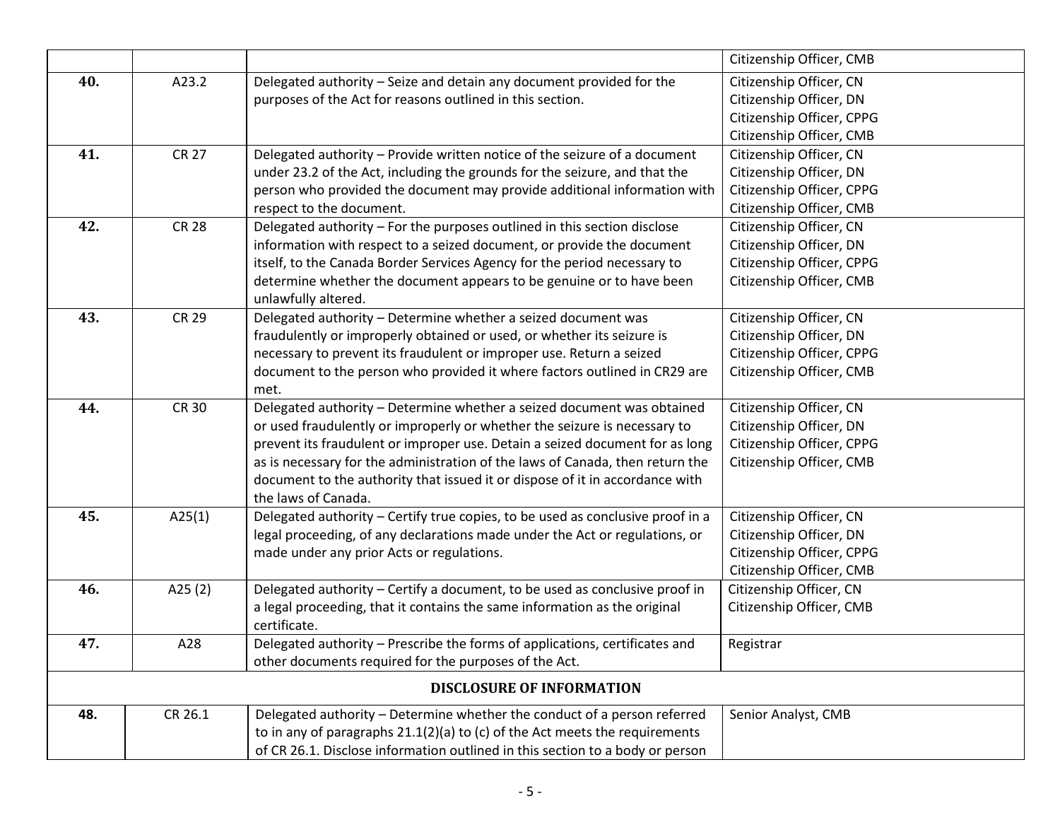| | | | |
|---|---|---|---|
| | | | Citizenship Officer, CMB |
| **40.** | A23.2 | Delegated authority – Seize and detain any document provided for the purposes of the Act for reasons outlined in this section. | Citizenship Officer, CN<br>Citizenship Officer, DN<br>Citizenship Officer, CPPG<br>Citizenship Officer, CMB |
| **41.** | CR 27 | Delegated authority – Provide written notice of the seizure of a document under 23.2 of the Act, including the grounds for the seizure, and that the person who provided the document may provide additional information with respect to the document. | Citizenship Officer, CN<br>Citizenship Officer, DN<br>Citizenship Officer, CPPG<br>Citizenship Officer, CMB |
| **42.** | CR 28 | Delegated authority – For the purposes outlined in this section disclose information with respect to a seized document, or provide the document itself, to the Canada Border Services Agency for the period necessary to determine whether the document appears to be genuine or to have been unlawfully altered. | Citizenship Officer, CN<br>Citizenship Officer, DN<br>Citizenship Officer, CPPG<br>Citizenship Officer, CMB |
| **43.** | CR 29 | Delegated authority – Determine whether a seized document was fraudulently or improperly obtained or used, or whether its seizure is necessary to prevent its fraudulent or improper use. Return a seized document to the person who provided it where factors outlined in CR29 are met. | Citizenship Officer, CN<br>Citizenship Officer, DN<br>Citizenship Officer, CPPG<br>Citizenship Officer, CMB |
| **44.** | CR 30 | Delegated authority – Determine whether a seized document was obtained or used fraudulently or improperly or whether the seizure is necessary to prevent its fraudulent or improper use. Detain a seized document for as long as is necessary for the administration of the laws of Canada, then return the document to the authority that issued it or dispose of it in accordance with the laws of Canada. | Citizenship Officer, CN<br>Citizenship Officer, DN<br>Citizenship Officer, CPPG<br>Citizenship Officer, CMB |
| **45.** | A25(1) | Delegated authority – Certify true copies, to be used as conclusive proof in a legal proceeding, of any declarations made under the Act or regulations, or made under any prior Acts or regulations. | Citizenship Officer, CN<br>Citizenship Officer, DN<br>Citizenship Officer, CPPG<br>Citizenship Officer, CMB |
| **46.** | A25 (2) | Delegated authority – Certify a document, to be used as conclusive proof in a legal proceeding, that it contains the same information as the original certificate. | Citizenship Officer, CN<br>Citizenship Officer, CMB |
| **47.** | A28 | Delegated authority – Prescribe the forms of applications, certificates and other documents required for the purposes of the Act. | Registrar |
| | | **DISCLOSURE OF INFORMATION** | |
| **48.** | CR 26.1 | Delegated authority – Determine whether the conduct of a person referred to in any of paragraphs 21.1(2)(a) to (c) of the Act meets the requirements of CR 26.1. Disclose information outlined in this section to a body or person | Senior Analyst, CMB |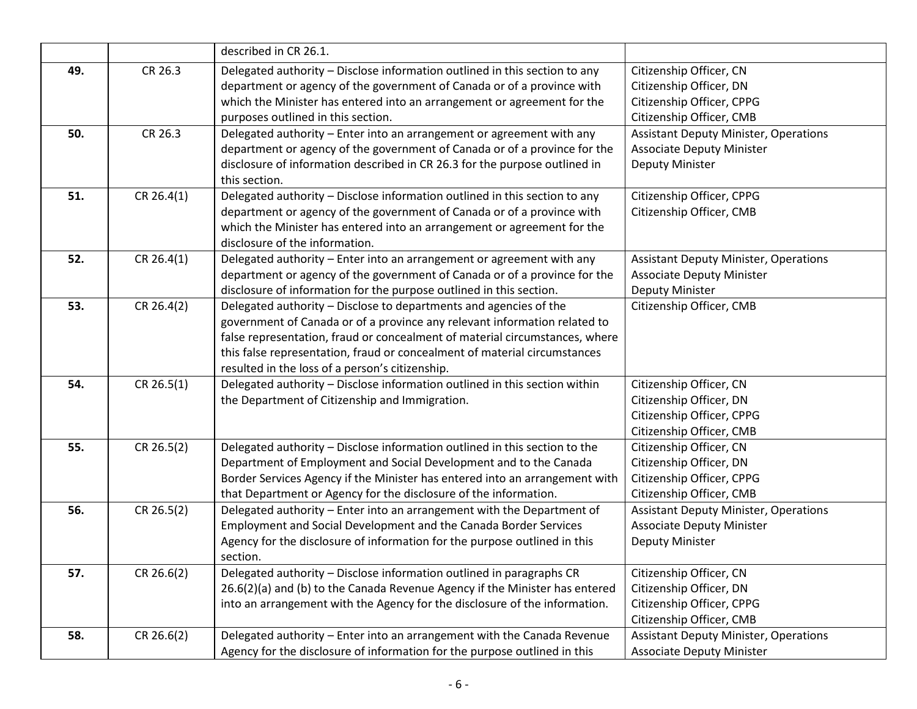| | | described in CR 26.1. | |
|---|---|---|---|
| 49. | CR 26.3 | Delegated authority – Disclose information outlined in this section to any department or agency of the government of Canada or of a province with which the Minister has entered into an arrangement or agreement for the purposes outlined in this section. | Citizenship Officer, CN<br>Citizenship Officer, DN<br>Citizenship Officer, CPPG<br>Citizenship Officer, CMB |
| 50. | CR 26.3 | Delegated authority – Enter into an arrangement or agreement with any department or agency of the government of Canada or of a province for the disclosure of information described in CR 26.3 for the purpose outlined in this section. | Assistant Deputy Minister, Operations<br>Associate Deputy Minister<br>Deputy Minister |
| 51. | CR 26.4(1) | Delegated authority – Disclose information outlined in this section to any department or agency of the government of Canada or of a province with which the Minister has entered into an arrangement or agreement for the disclosure of the information. | Citizenship Officer, CPPG<br>Citizenship Officer, CMB |
| 52. | CR 26.4(1) | Delegated authority – Enter into an arrangement or agreement with any department or agency of the government of Canada or of a province for the disclosure of information for the purpose outlined in this section. | Assistant Deputy Minister, Operations<br>Associate Deputy Minister<br>Deputy Minister |
| 53. | CR 26.4(2) | Delegated authority – Disclose to departments and agencies of the government of Canada or of a province any relevant information related to false representation, fraud or concealment of material circumstances, where this false representation, fraud or concealment of material circumstances resulted in the loss of a person's citizenship. | Citizenship Officer, CMB |
| 54. | CR 26.5(1) | Delegated authority – Disclose information outlined in this section within the Department of Citizenship and Immigration. | Citizenship Officer, CN<br>Citizenship Officer, DN<br>Citizenship Officer, CPPG<br>Citizenship Officer, CMB |
| 55. | CR 26.5(2) | Delegated authority – Disclose information outlined in this section to the Department of Employment and Social Development and to the Canada Border Services Agency if the Minister has entered into an arrangement with that Department or Agency for the disclosure of the information. | Citizenship Officer, CN<br>Citizenship Officer, DN<br>Citizenship Officer, CPPG<br>Citizenship Officer, CMB |
| 56. | CR 26.5(2) | Delegated authority – Enter into an arrangement with the Department of Employment and Social Development and the Canada Border Services Agency for the disclosure of information for the purpose outlined in this section. | Assistant Deputy Minister, Operations<br>Associate Deputy Minister<br>Deputy Minister |
| 57. | CR 26.6(2) | Delegated authority – Disclose information outlined in paragraphs CR 26.6(2)(a) and (b) to the Canada Revenue Agency if the Minister has entered into an arrangement with the Agency for the disclosure of the information. | Citizenship Officer, CN<br>Citizenship Officer, DN<br>Citizenship Officer, CPPG<br>Citizenship Officer, CMB |
| 58. | CR 26.6(2) | Delegated authority – Enter into an arrangement with the Canada Revenue Agency for the disclosure of information for the purpose outlined in this | Assistant Deputy Minister, Operations<br>Associate Deputy Minister |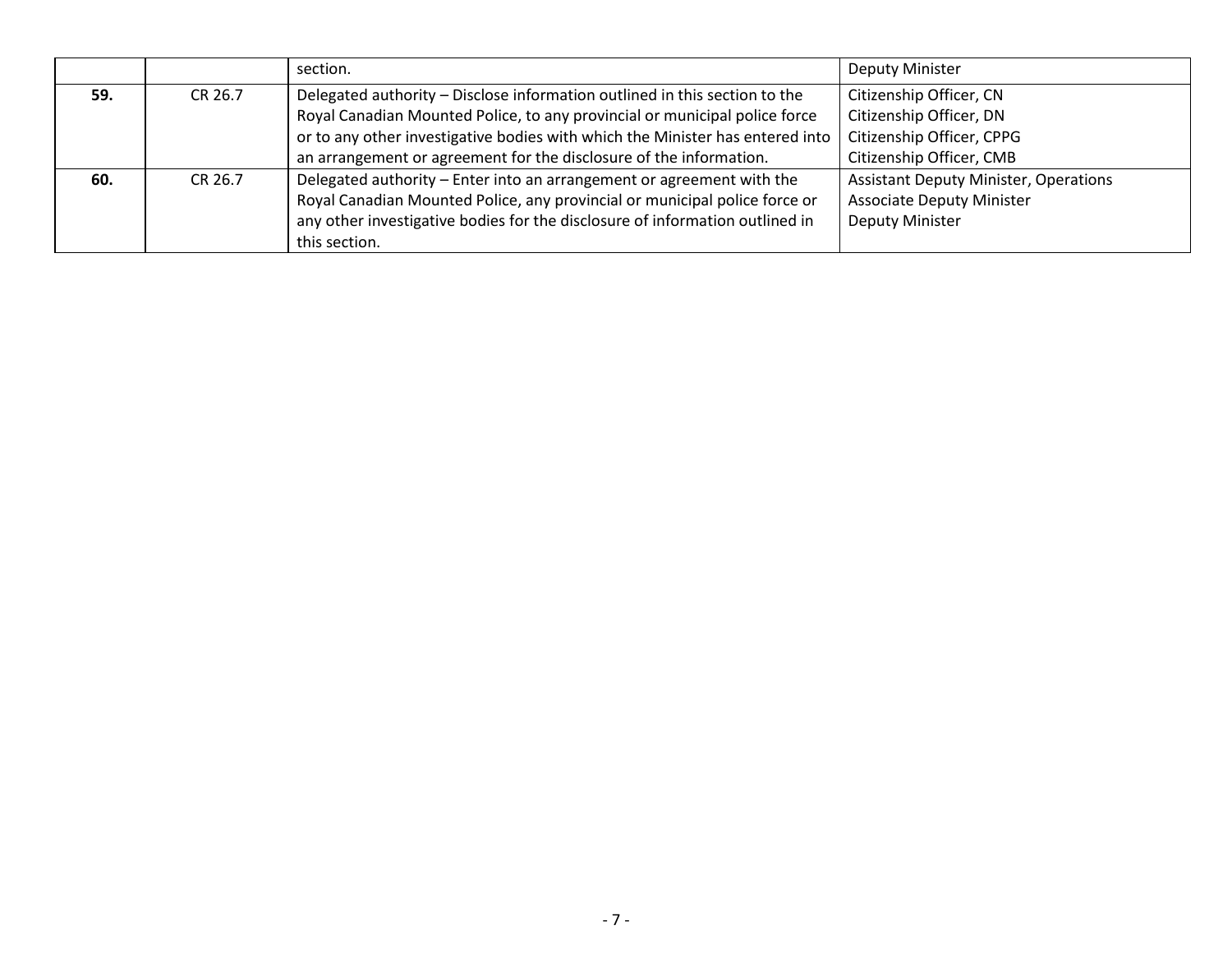| | | | |
|---|---|---|---|
| | | section. | Deputy Minister |
| **59.** | CR 26.7 | Delegated authority – Disclose information outlined in this section to the Royal Canadian Mounted Police, to any provincial or municipal police force or to any other investigative bodies with which the Minister has entered into an arrangement or agreement for the disclosure of the information. | Citizenship Officer, CN<br>Citizenship Officer, DN<br>Citizenship Officer, CPPG<br>Citizenship Officer, CMB |
| **60.** | CR 26.7 | Delegated authority – Enter into an arrangement or agreement with the Royal Canadian Mounted Police, any provincial or municipal police force or any other investigative bodies for the disclosure of information outlined in this section. | Assistant Deputy Minister, Operations<br>Associate Deputy Minister<br>Deputy Minister |